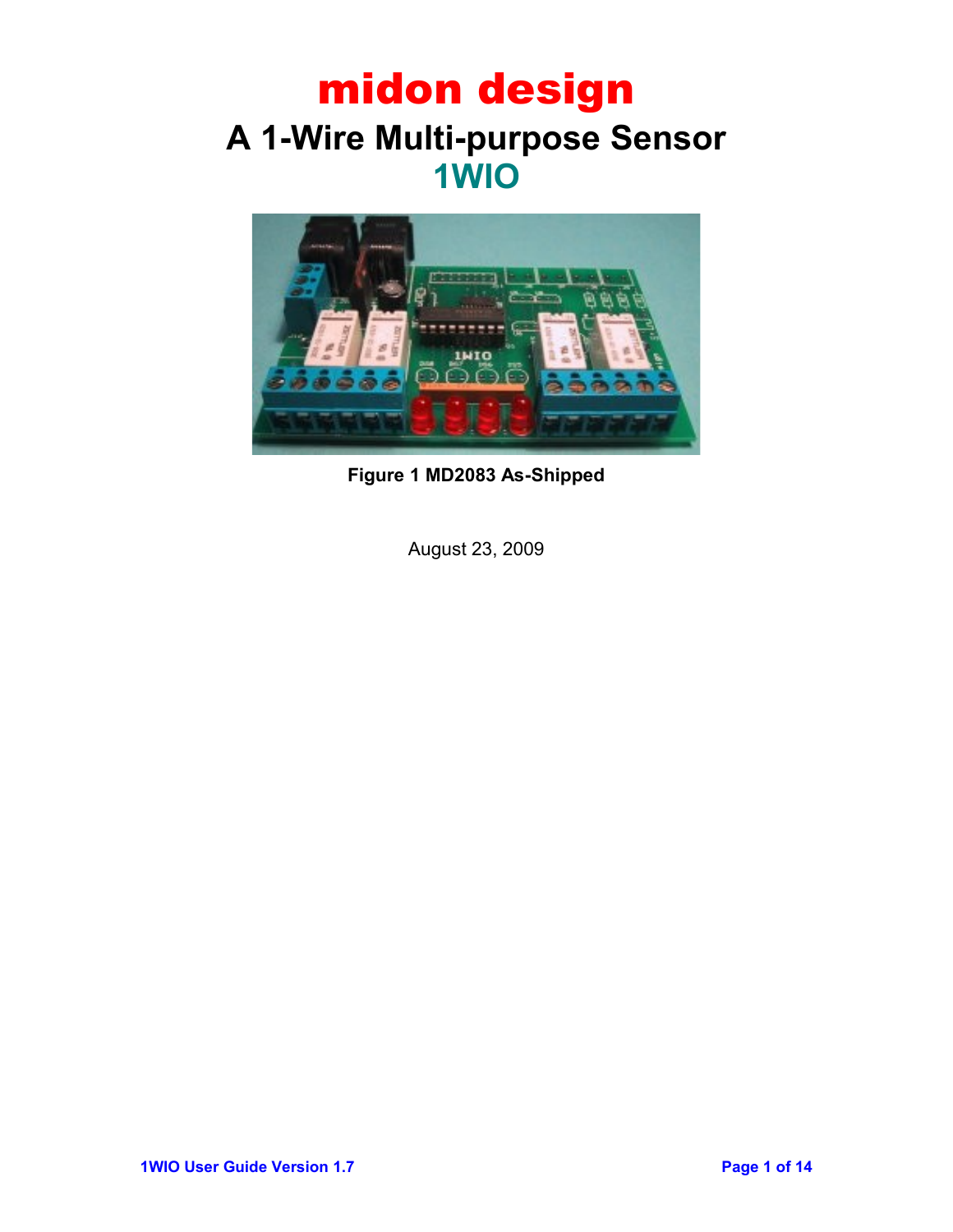# midon design

## A 1-Wire Multi-purpose Sensor

## 1WIO

**Figure 1 MD2083 As-Shipped**

August 23, 2009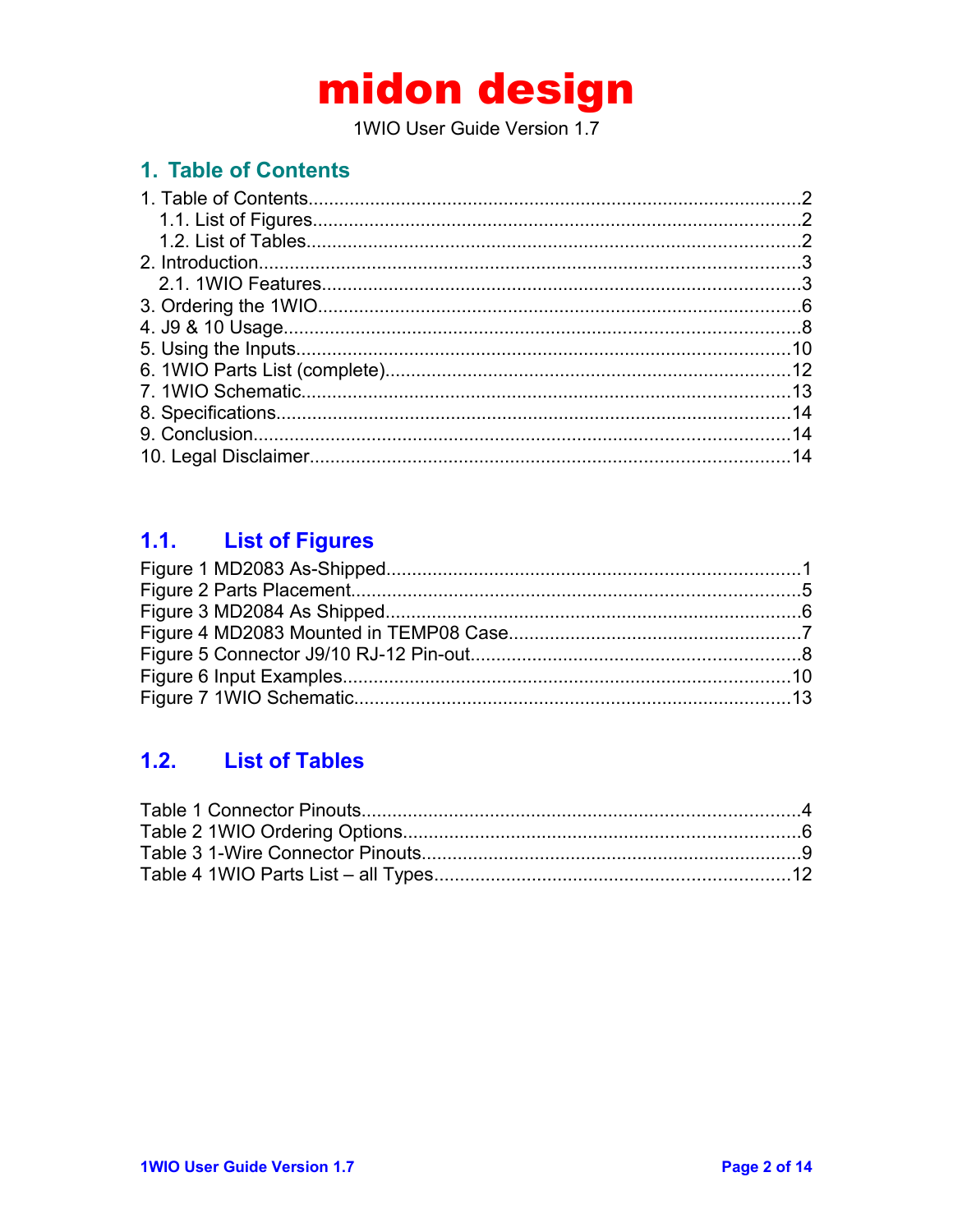# midon design

1WIO User Guide Version 1.7

## 1. Table of Contents

1. Table of Contents....................................................................................2
   1.1. List of Figures....................................................................................2
   1.2. List of Tables.....................................................................................2
2. Introduction...........................................................................................3
   2.1. 1WIO Features....................................................................................3
3. Ordering the 1WIO..................................................................................6
4. J9 & 10 Usage.........................................................................................8
5. Using the Inputs....................................................................................10
6. 1WIO Parts List (complete)...................................................................12
7. 1WIO Schematic....................................................................................13
8. Specifications........................................................................................14
9. Conclusion.............................................................................................14
10. Legal Disclaimer..................................................................................14

### 1.1. List of Figures

Figure 1 MD2083 As-Shipped.....................................................................1
Figure 2 Parts Placement..........................................................................5
Figure 3 MD2084 As Shipped.....................................................................6
Figure 4 MD2083 Mounted in TEMP08 Case..............................................7
Figure 5 Connector J9/10 RJ-12 Pin-out.....................................................8
Figure 6 Input Examples...........................................................................10
Figure 7 1WIO Schematic.........................................................................13

### 1.2. List of Tables

Table 1 Connector Pinouts..........................................................................4
Table 2 1WIO Ordering Options..................................................................6
Table 3 1-Wire Connector Pinouts...............................................................9
Table 4 1WIO Parts List – all Types...........................................................12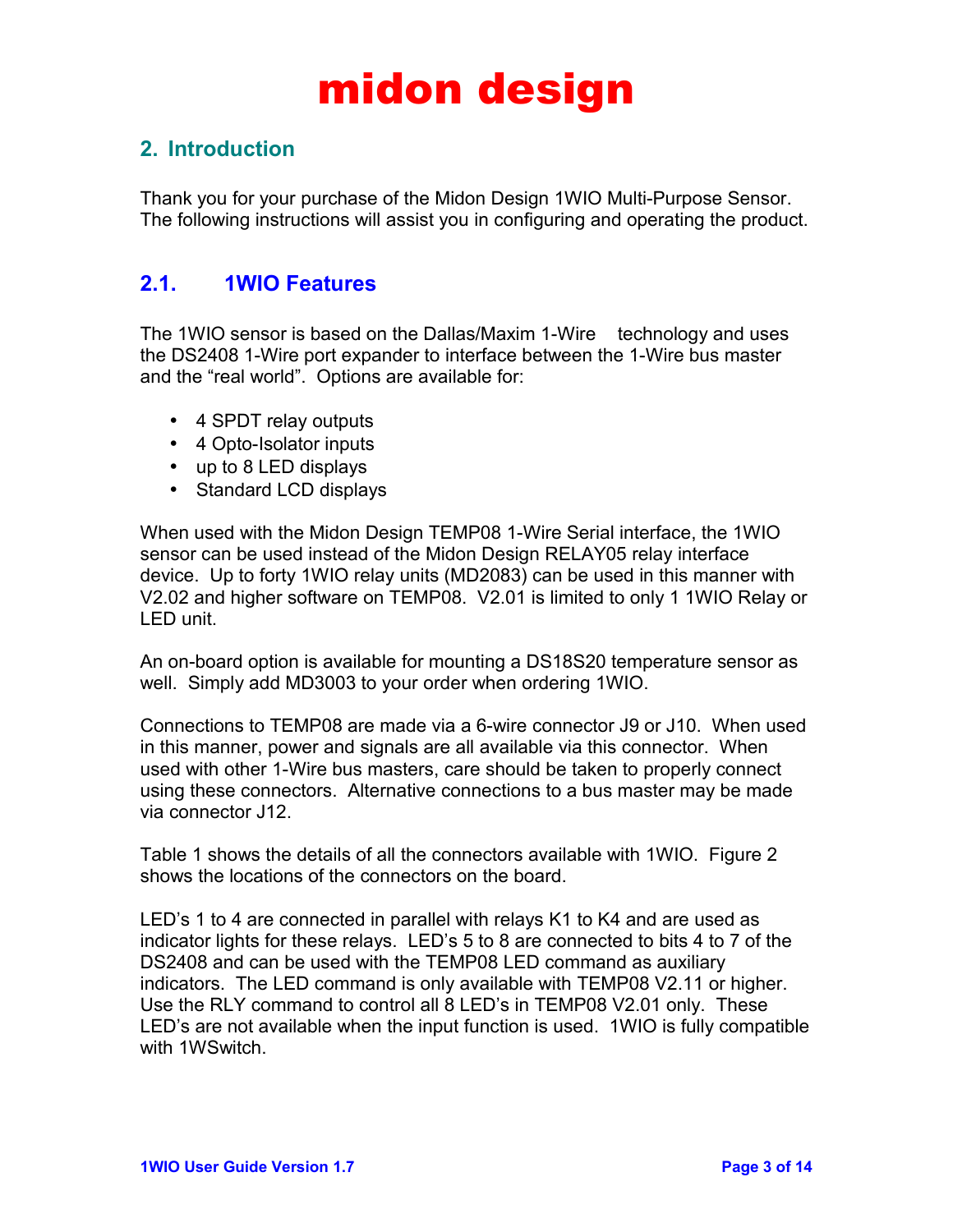# midon design

## 2. Introduction

Thank you for your purchase of the Midon Design 1WIO Multi-Purpose Sensor. The following instructions will assist you in configuring and operating the product.

### 2.1. 1WIO Features

The 1WIO sensor is based on the Dallas/Maxim 1-Wire technology and uses the DS2408 1-Wire port expander to interface between the 1-Wire bus master and the "real world". Options are available for:

- 4 SPDT relay outputs
- 4 Opto-Isolator inputs
- up to 8 LED displays
- Standard LCD displays

When used with the Midon Design TEMP08 1-Wire Serial interface, the 1WIO sensor can be used instead of the Midon Design RELAY05 relay interface device. Up to forty 1WIO relay units (MD2083) can be used in this manner with V2.02 and higher software on TEMP08. V2.01 is limited to only 1 1WIO Relay or LED unit.

An on-board option is available for mounting a DS18S20 temperature sensor as well. Simply add MD3003 to your order when ordering 1WIO.

Connections to TEMP08 are made via a 6-wire connector J9 or J10. When used in this manner, power and signals are all available via this connector. When used with other 1-Wire bus masters, care should be taken to properly connect using these connectors. Alternative connections to a bus master may be made via connector J12.

Table 1 shows the details of all the connectors available with 1WIO. Figure 2 shows the locations of the connectors on the board.

LED's 1 to 4 are connected in parallel with relays K1 to K4 and are used as indicator lights for these relays. LED's 5 to 8 are connected to bits 4 to 7 of the DS2408 and can be used with the TEMP08 LED command as auxiliary indicators. The LED command is only available with TEMP08 V2.11 or higher. Use the RLY command to control all 8 LED's in TEMP08 V2.01 only. These LED's are not available when the input function is used. 1WIO is fully compatible with 1WSwitch.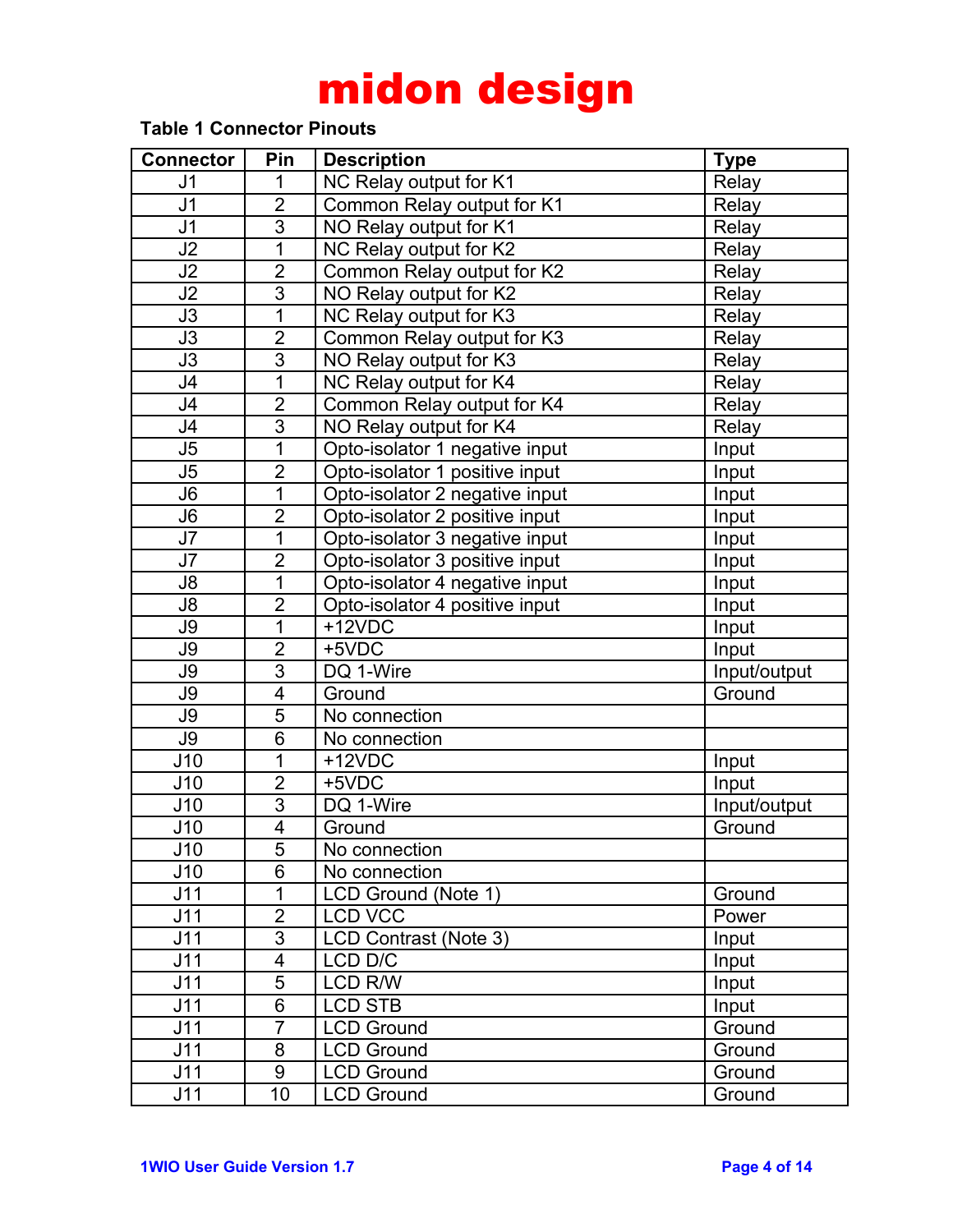**Table 1 Connector Pinouts**

| Connector | Pin | Description | Type |
|---|---|---|---|
| J1 | 1 | NC Relay output for K1 | Relay |
| J1 | 2 | Common Relay output for K1 | Relay |
| J1 | 3 | NO Relay output for K1 | Relay |
| J2 | 1 | NC Relay output for K2 | Relay |
| J2 | 2 | Common Relay output for K2 | Relay |
| J2 | 3 | NO Relay output for K2 | Relay |
| J3 | 1 | NC Relay output for K3 | Relay |
| J3 | 2 | Common Relay output for K3 | Relay |
| J3 | 3 | NO Relay output for K3 | Relay |
| J4 | 1 | NC Relay output for K4 | Relay |
| J4 | 2 | Common Relay output for K4 | Relay |
| J4 | 3 | NO Relay output for K4 | Relay |
| J5 | 1 | Opto-isolator 1 negative input | Input |
| J5 | 2 | Opto-isolator 1 positive input | Input |
| J6 | 1 | Opto-isolator 2 negative input | Input |
| J6 | 2 | Opto-isolator 2 positive input | Input |
| J7 | 1 | Opto-isolator 3 negative input | Input |
| J7 | 2 | Opto-isolator 3 positive input | Input |
| J8 | 1 | Opto-isolator 4 negative input | Input |
| J8 | 2 | Opto-isolator 4 positive input | Input |
| J9 | 1 | +12VDC | Input |
| J9 | 2 | +5VDC | Input |
| J9 | 3 | DQ 1-Wire | Input/output |
| J9 | 4 | Ground | Ground |
| J9 | 5 | No connection | |
| J9 | 6 | No connection | |
| J10 | 1 | +12VDC | Input |
| J10 | 2 | +5VDC | Input |
| J10 | 3 | DQ 1-Wire | Input/output |
| J10 | 4 | Ground | Ground |
| J10 | 5 | No connection | |
| J10 | 6 | No connection | |
| J11 | 1 | LCD Ground (Note 1) | Ground |
| J11 | 2 | LCD VCC | Power |
| J11 | 3 | LCD Contrast (Note 3) | Input |
| J11 | 4 | LCD D/C | Input |
| J11 | 5 | LCD R/W | Input |
| J11 | 6 | LCD STB | Input |
| J11 | 7 | LCD Ground | Ground |
| J11 | 8 | LCD Ground | Ground |
| J11 | 9 | LCD Ground | Ground |
| J11 | 10 | LCD Ground | Ground |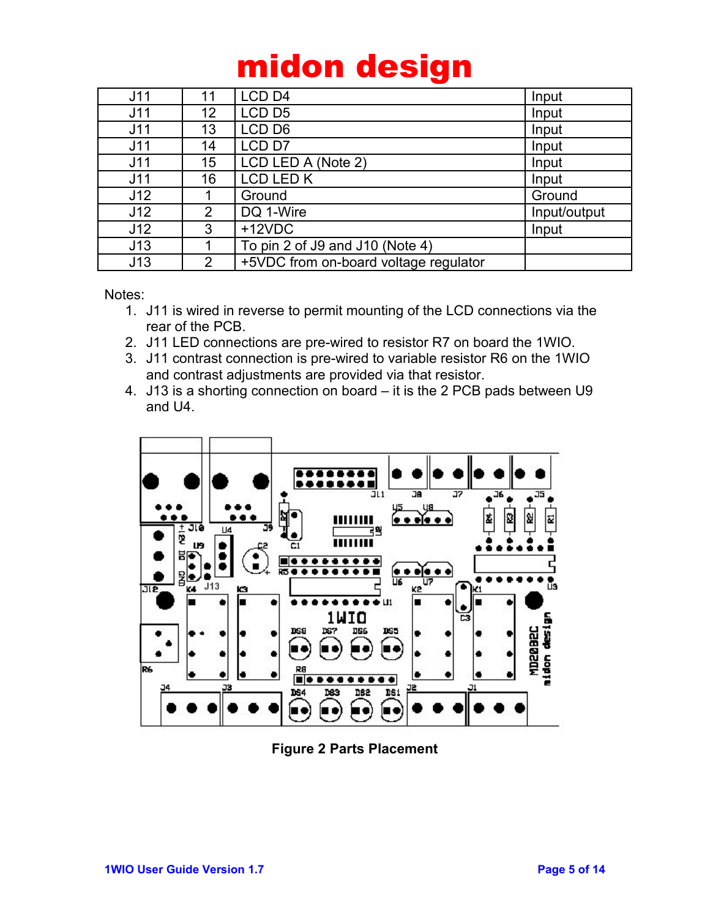| | | | |
|---|---|---|---|
| J11 | 11 | LCD D4 | Input |
| J11 | 12 | LCD D5 | Input |
| J11 | 13 | LCD D6 | Input |
| J11 | 14 | LCD D7 | Input |
| J11 | 15 | LCD LED A (Note 2) | Input |
| J11 | 16 | LCD LED K | Input |
| J12 | 1 | Ground | Ground |
| J12 | 2 | DQ 1-Wire | Input/output |
| J12 | 3 | +12VDC | Input |
| J13 | 1 | To pin 2 of J9 and J10 (Note 4) | |
| J13 | 2 | +5VDC from on-board voltage regulator | |

Notes:

1. J11 is wired in reverse to permit mounting of the LCD connections via the rear of the PCB.
2. J11 LED connections are pre-wired to resistor R7 on board the 1WIO.
3. J11 contrast connection is pre-wired to variable resistor R6 on the 1WIO and contrast adjustments are provided via that resistor.
4. J13 is a shorting connection on board – it is the 2 PCB pads between U9 and U4.

**Figure 2 Parts Placement**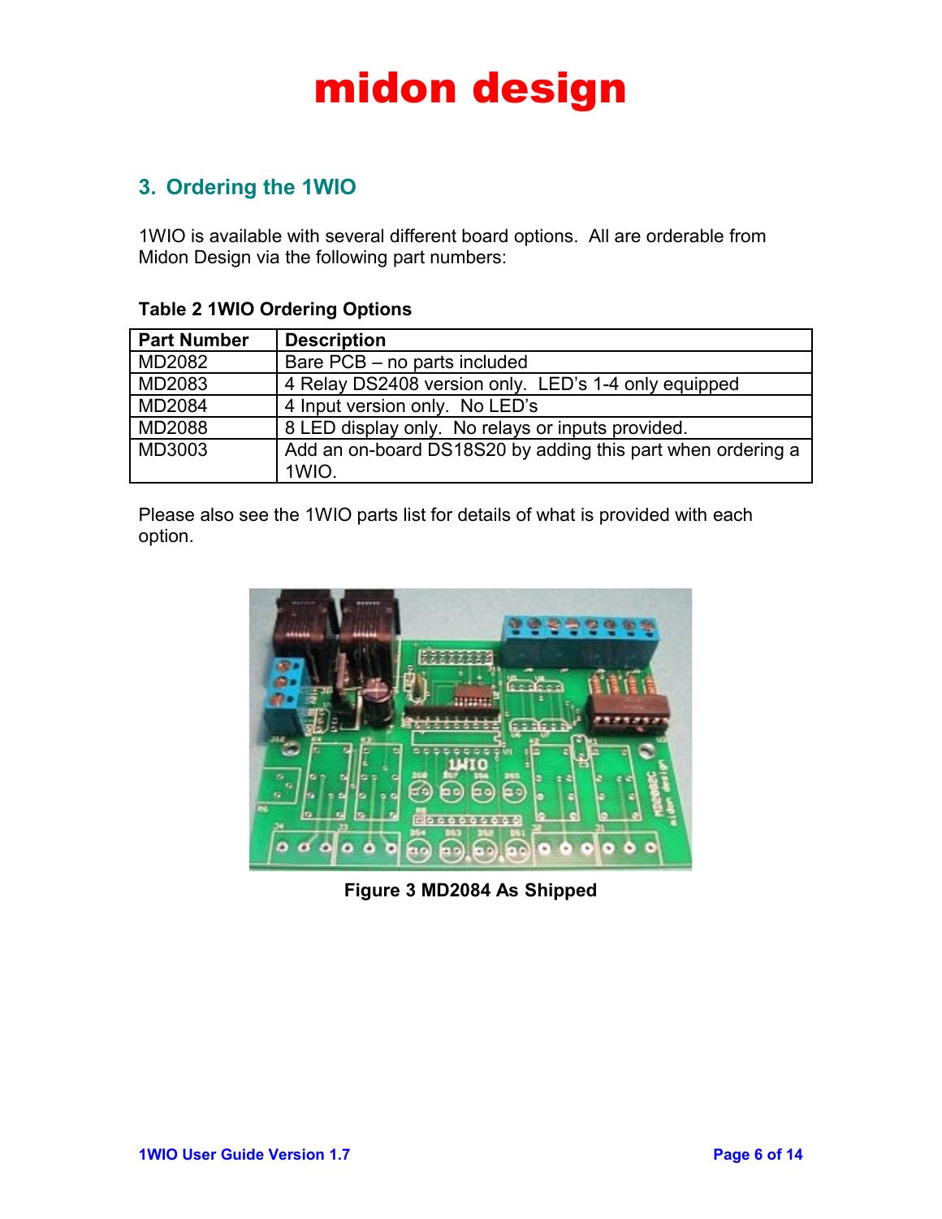## 3. Ordering the 1WIO

1WIO is available with several different board options. All are orderable from Midon Design via the following part numbers:

**Table 2 1WIO Ordering Options**

| Part Number | Description |
|---|---|
| MD2082 | Bare PCB – no parts included |
| MD2083 | 4 Relay DS2408 version only. LED's 1-4 only equipped |
| MD2084 | 4 Input version only. No LED's |
| MD2088 | 8 LED display only. No relays or inputs provided. |
| MD3003 | Add an on-board DS18S20 by adding this part when ordering a 1WIO. |

Please also see the 1WIO parts list for details of what is provided with each option.

**Figure 3 MD2084 As Shipped**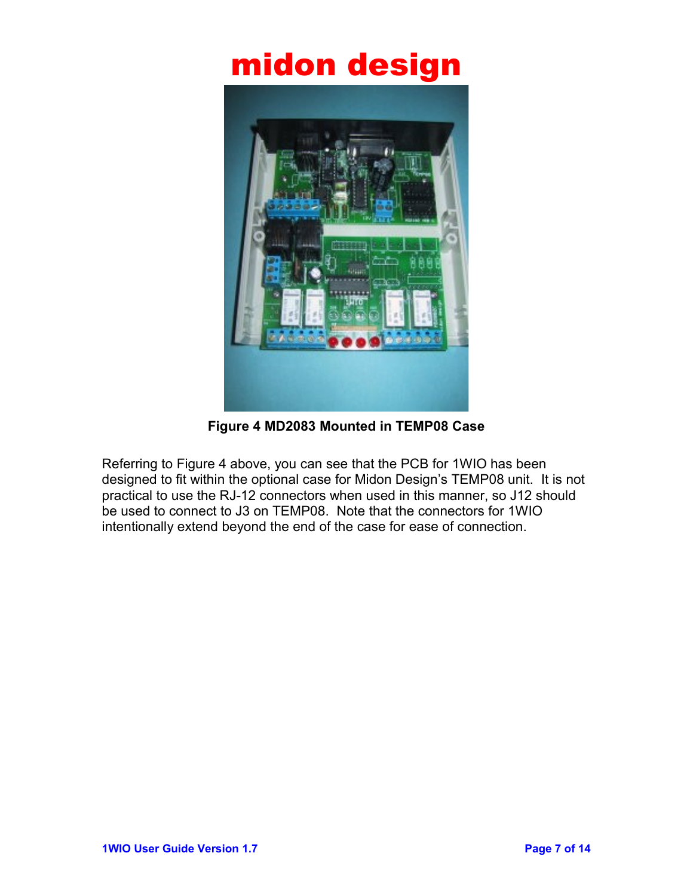# midon design

**Figure 4 MD2083 Mounted in TEMP08 Case**

Referring to Figure 4 above, you can see that the PCB for 1WIO has been designed to fit within the optional case for Midon Design's TEMP08 unit. It is not practical to use the RJ-12 connectors when used in this manner, so J12 should be used to connect to J3 on TEMP08. Note that the connectors for 1WIO intentionally extend beyond the end of the case for ease of connection.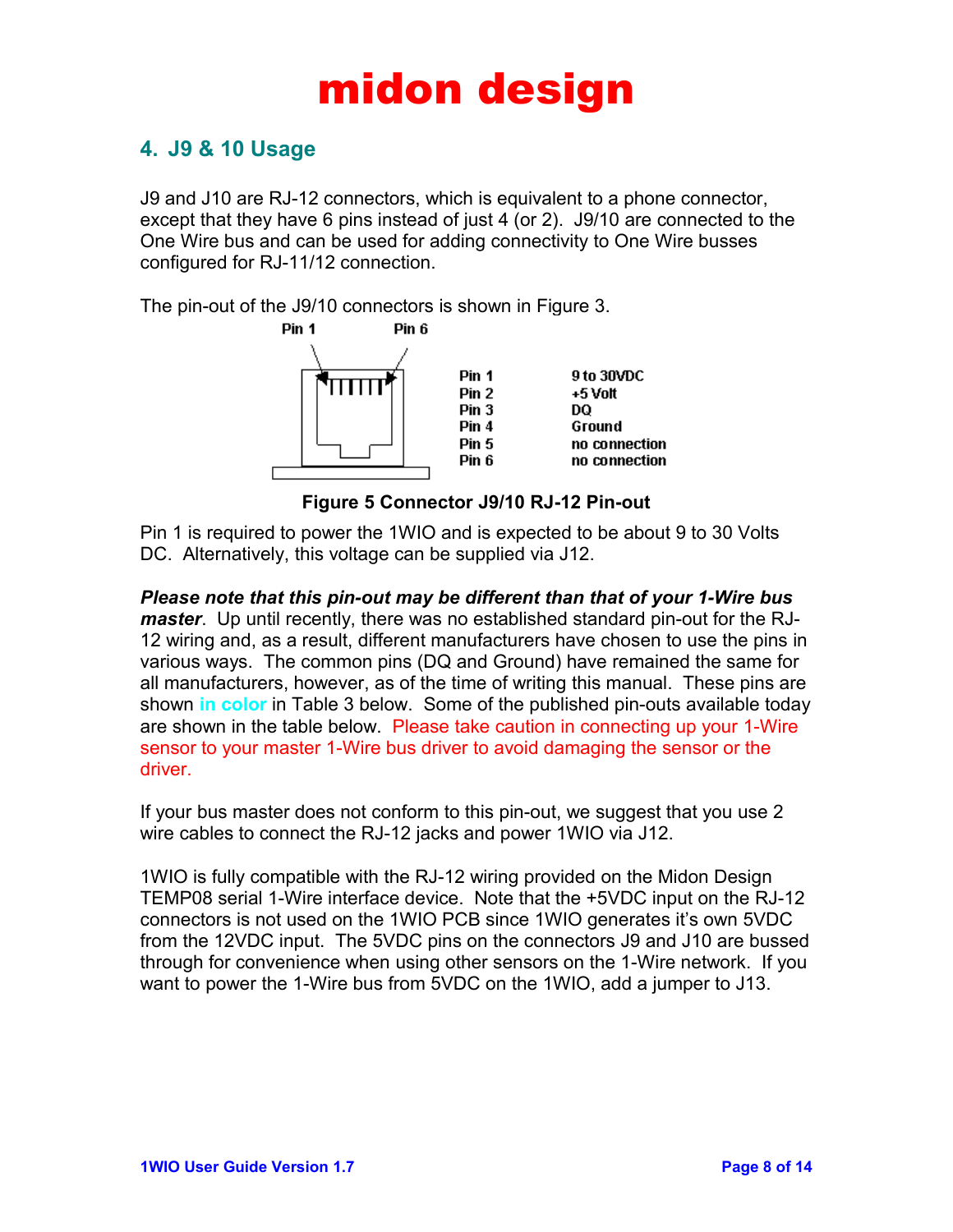## 4. J9 & 10 Usage

J9 and J10 are RJ-12 connectors, which is equivalent to a phone connector, except that they have 6 pins instead of just 4 (or 2). J9/10 are connected to the One Wire bus and can be used for adding connectivity to One Wire busses configured for RJ-11/12 connection.

The pin-out of the J9/10 connectors is shown in Figure 3.

Pin 1
Pin 6

| | |
|---|---|
| Pin 1 | 9 to 30VDC |
| Pin 2 | +5 Volt |
| Pin 3 | DQ |
| Pin 4 | Ground |
| Pin 5 | no connection |
| Pin 6 | no connection |

**Figure 5 Connector J9/10 RJ-12 Pin-out**

Pin 1 is required to power the 1WIO and is expected to be about 9 to 30 Volts DC. Alternatively, this voltage can be supplied via J12.

***Please note that this pin-out may be different than that of your 1-Wire bus master***. Up until recently, there was no established standard pin-out for the RJ-12 wiring and, as a result, different manufacturers have chosen to use the pins in various ways. The common pins (DQ and Ground) have remained the same for all manufacturers, however, as of the time of writing this manual. These pins are shown in color in Table 3 below. Some of the published pin-outs available today are shown in the table below. Please take caution in connecting up your 1-Wire sensor to your master 1-Wire bus driver to avoid damaging the sensor or the driver.

If your bus master does not conform to this pin-out, we suggest that you use 2 wire cables to connect the RJ-12 jacks and power 1WIO via J12.

1WIO is fully compatible with the RJ-12 wiring provided on the Midon Design TEMP08 serial 1-Wire interface device. Note that the +5VDC input on the RJ-12 connectors is not used on the 1WIO PCB since 1WIO generates it's own 5VDC from the 12VDC input. The 5VDC pins on the connectors J9 and J10 are bussed through for convenience when using other sensors on the 1-Wire network. If you want to power the 1-Wire bus from 5VDC on the 1WIO, add a jumper to J13.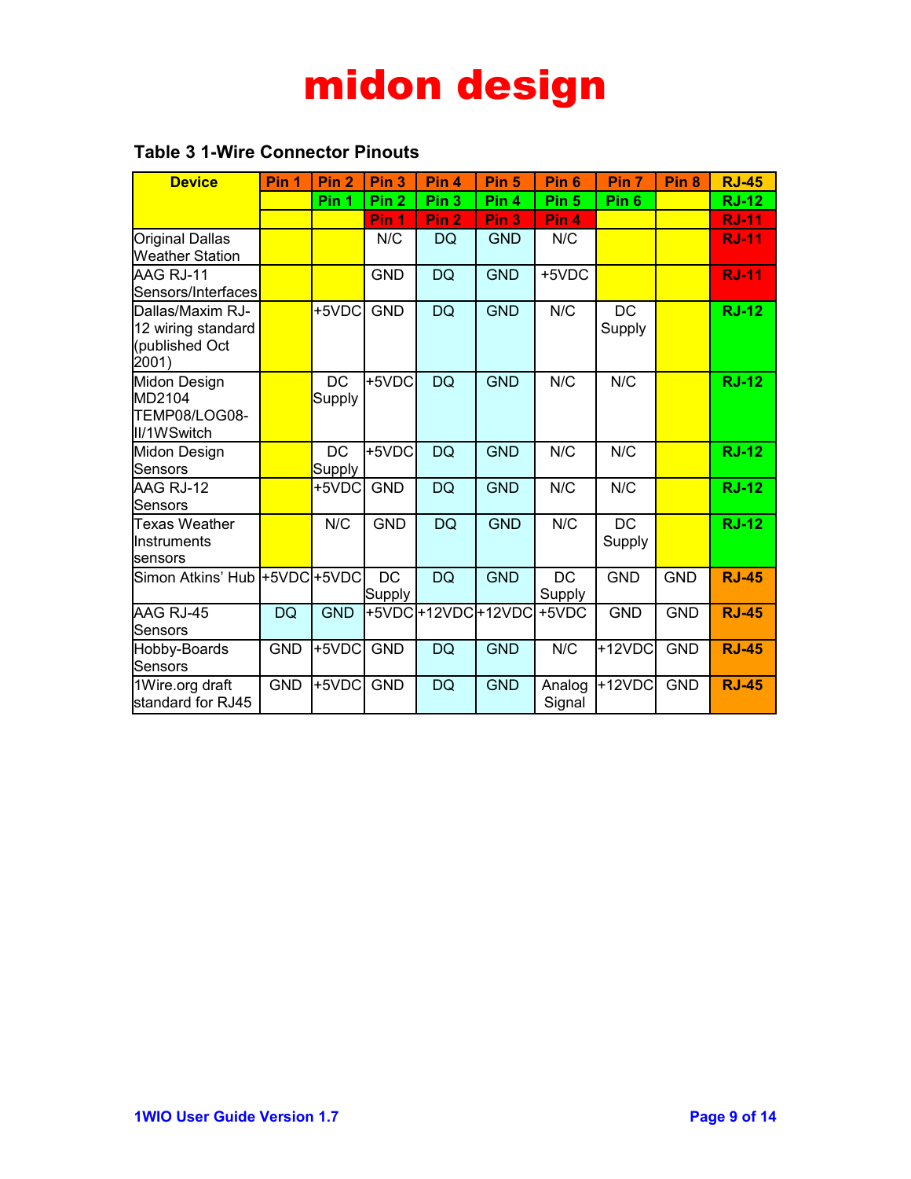# midon design

### Table 3 1-Wire Connector Pinouts

| Device | Pin 1 | Pin 2 | Pin 3 | Pin 4 | Pin 5 | Pin 6 | Pin 7 | Pin 8 | RJ-45 |
|---|---|---|---|---|---|---|---|---|---|
| | | Pin 1 | Pin 2 | Pin 3 | Pin 4 | Pin 5 | Pin 6 | | RJ-12 |
| | | | Pin 1 | Pin 2 | Pin 3 | Pin 4 | | | RJ-11 |
| Original Dallas Weather Station | | | N/C | DQ | GND | N/C | | | RJ-11 |
| AAG RJ-11 Sensors/Interfaces | | | GND | DQ | GND | +5VDC | | | RJ-11 |
| Dallas/Maxim RJ-12 wiring standard (published Oct 2001) | | +5VDC | GND | DQ | GND | N/C | DC Supply | | RJ-12 |
| Midon Design MD2104 TEMP08/LOG08-II/1WSwitch | | DC Supply | +5VDC | DQ | GND | N/C | N/C | | RJ-12 |
| Midon Design Sensors | | DC Supply | +5VDC | DQ | GND | N/C | N/C | | RJ-12 |
| AAG RJ-12 Sensors | | +5VDC | GND | DQ | GND | N/C | N/C | | RJ-12 |
| Texas Weather Instruments sensors | | N/C | GND | DQ | GND | N/C | DC Supply | | RJ-12 |
| Simon Atkins' Hub | +5VDC | +5VDC | DC Supply | DQ | GND | DC Supply | GND | GND | RJ-45 |
| AAG RJ-45 Sensors | DQ | GND | +5VDC | +12VDC | +12VDC | +5VDC | GND | GND | RJ-45 |
| Hobby-Boards Sensors | GND | +5VDC | GND | DQ | GND | N/C | +12VDC | GND | RJ-45 |
| 1Wire.org draft standard for RJ45 | GND | +5VDC | GND | DQ | GND | Analog Signal | +12VDC | GND | RJ-45 |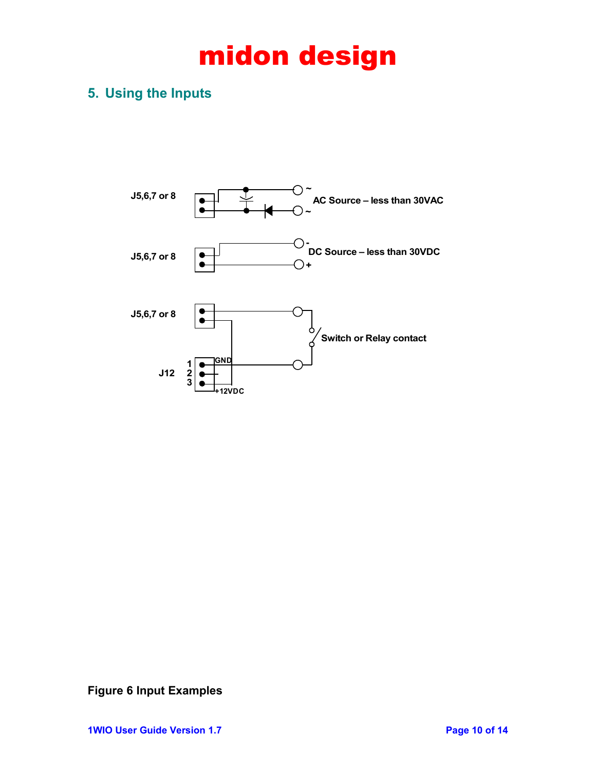## 5. Using the Inputs

J5,6,7 or 8

AC Source – less than 30VAC

J5,6,7 or 8

DC Source – less than 30VDC

J5,6,7 or 8

Switch or Relay contact

J12

1

2

3

GND

+12VDC

**Figure 6 Input Examples**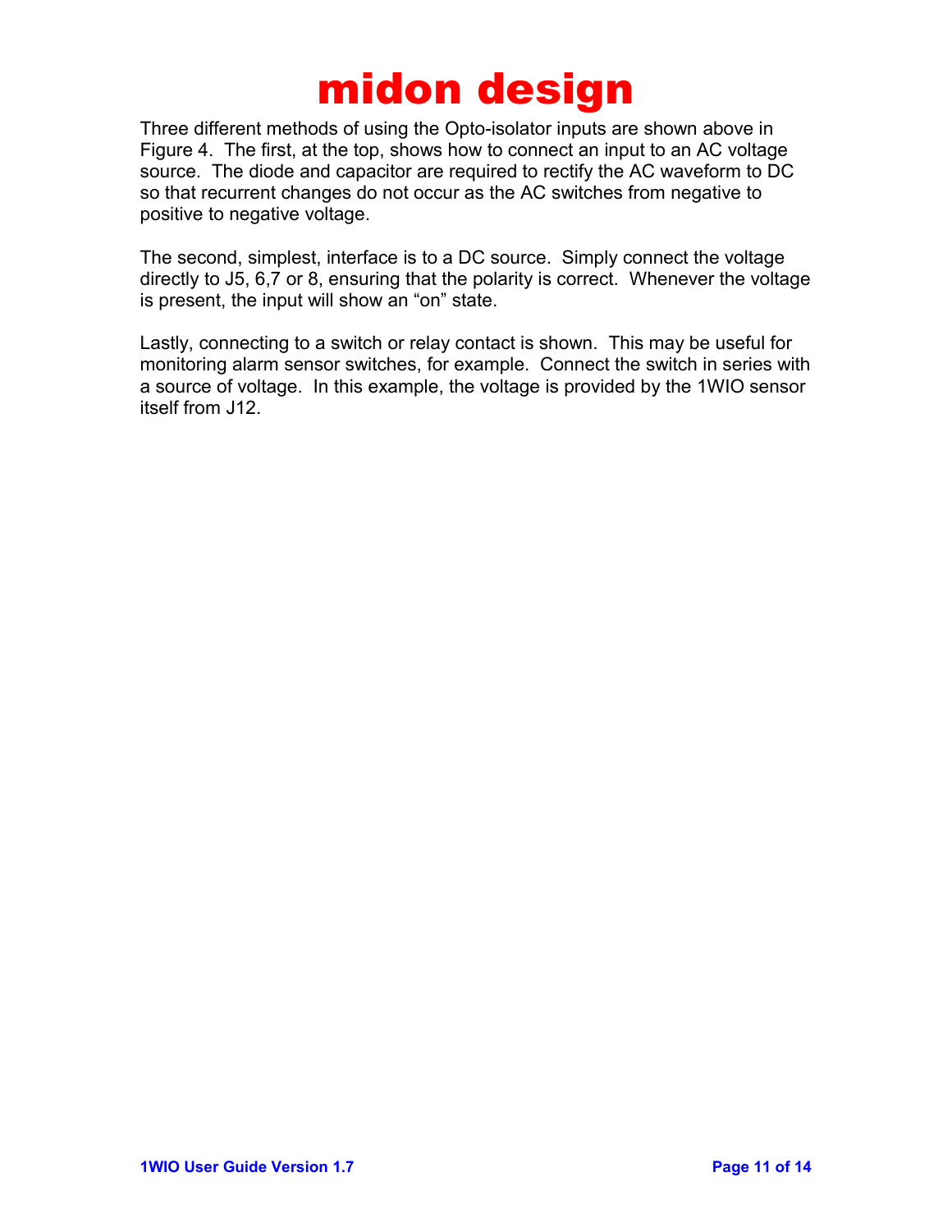Three different methods of using the Opto-isolator inputs are shown above in Figure 4. The first, at the top, shows how to connect an input to an AC voltage source. The diode and capacitor are required to rectify the AC waveform to DC so that recurrent changes do not occur as the AC switches from negative to positive to negative voltage.

The second, simplest, interface is to a DC source. Simply connect the voltage directly to J5, 6,7 or 8, ensuring that the polarity is correct. Whenever the voltage is present, the input will show an "on" state.

Lastly, connecting to a switch or relay contact is shown. This may be useful for monitoring alarm sensor switches, for example. Connect the switch in series with a source of voltage. In this example, the voltage is provided by the 1WIO sensor itself from J12.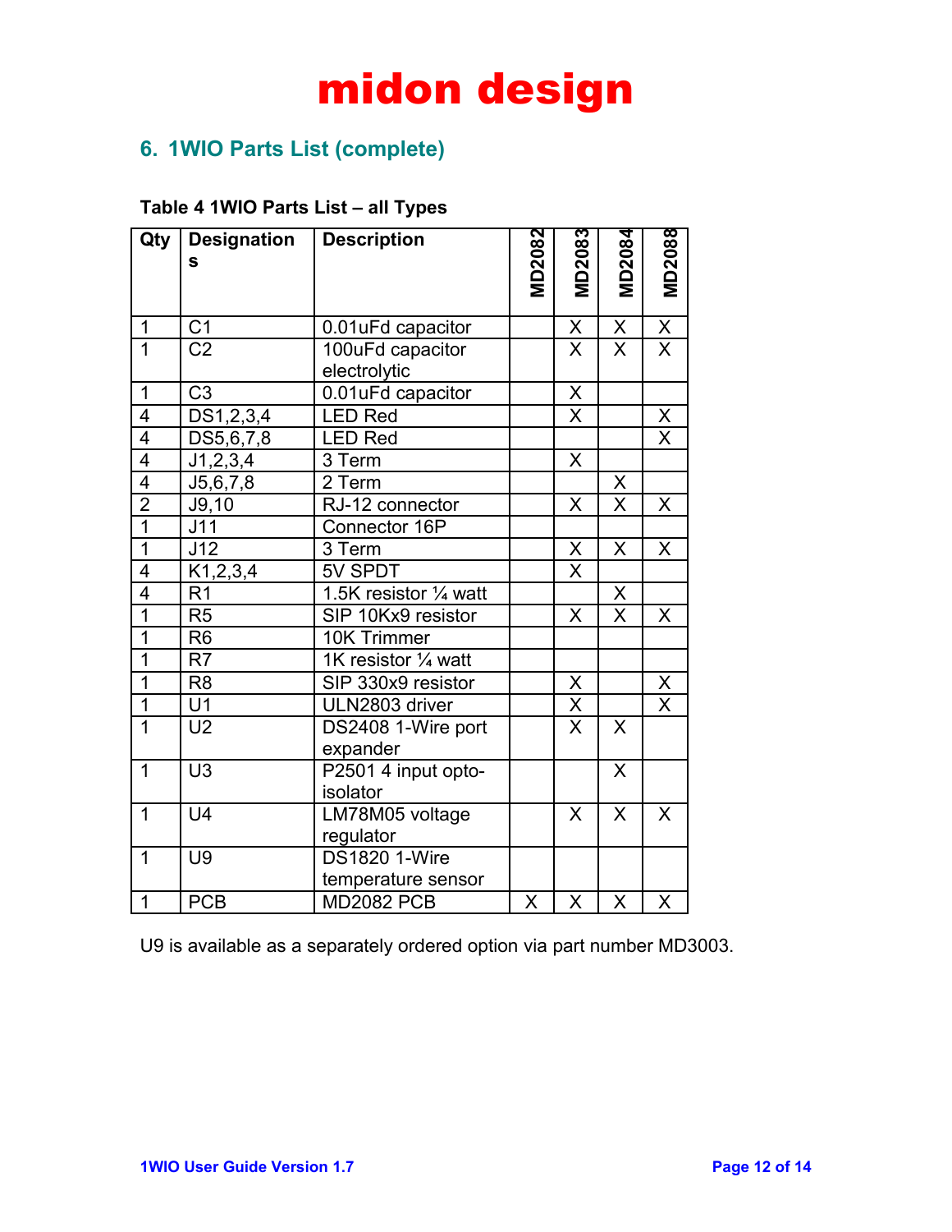# midon design

## 6. 1WIO Parts List (complete)

**Table 4 1WIO Parts List – all Types**

| Qty | Designations | Description | MD2082 | MD2083 | MD2084 | MD2088 |
|---|---|---|---|---|---|---|
| 1 | C1 | 0.01uFd capacitor | | X | X | X |
| 1 | C2 | 100uFd capacitor electrolytic | | X | X | X |
| 1 | C3 | 0.01uFd capacitor | | X | | |
| 4 | DS1,2,3,4 | LED Red | | X | | X |
| 4 | DS5,6,7,8 | LED Red | | | | X |
| 4 | J1,2,3,4 | 3 Term | | X | | |
| 4 | J5,6,7,8 | 2 Term | | | X | |
| 2 | J9,10 | RJ-12 connector | | X | X | X |
| 1 | J11 | Connector 16P | | | | |
| 1 | J12 | 3 Term | | X | X | X |
| 4 | K1,2,3,4 | 5V SPDT | | X | | |
| 4 | R1 | 1.5K resistor ¼ watt | | | X | |
| 1 | R5 | SIP 10Kx9 resistor | | X | X | X |
| 1 | R6 | 10K Trimmer | | | | |
| 1 | R7 | 1K resistor ¼ watt | | | | |
| 1 | R8 | SIP 330x9 resistor | | X | | X |
| 1 | U1 | ULN2803 driver | | X | | X |
| 1 | U2 | DS2408 1-Wire port expander | | X | X | |
| 1 | U3 | P2501 4 input opto-isolator | | | X | |
| 1 | U4 | LM78M05 voltage regulator | | X | X | X |
| 1 | U9 | DS1820 1-Wire temperature sensor | | | | |
| 1 | PCB | MD2082 PCB | X | X | X | X |

U9 is available as a separately ordered option via part number MD3003.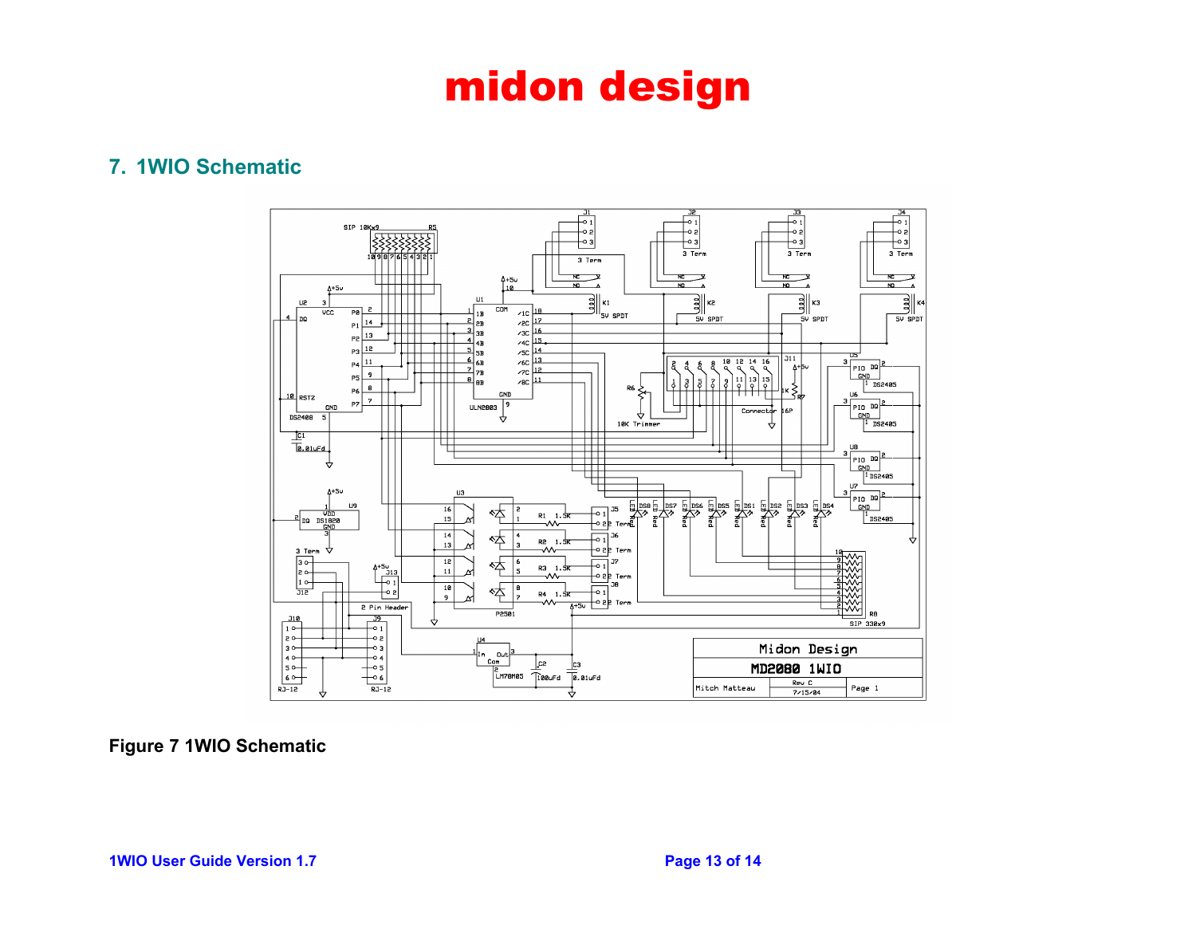midon design

## 7. 1WIO Schematic

**Figure 7 1WIO Schematic**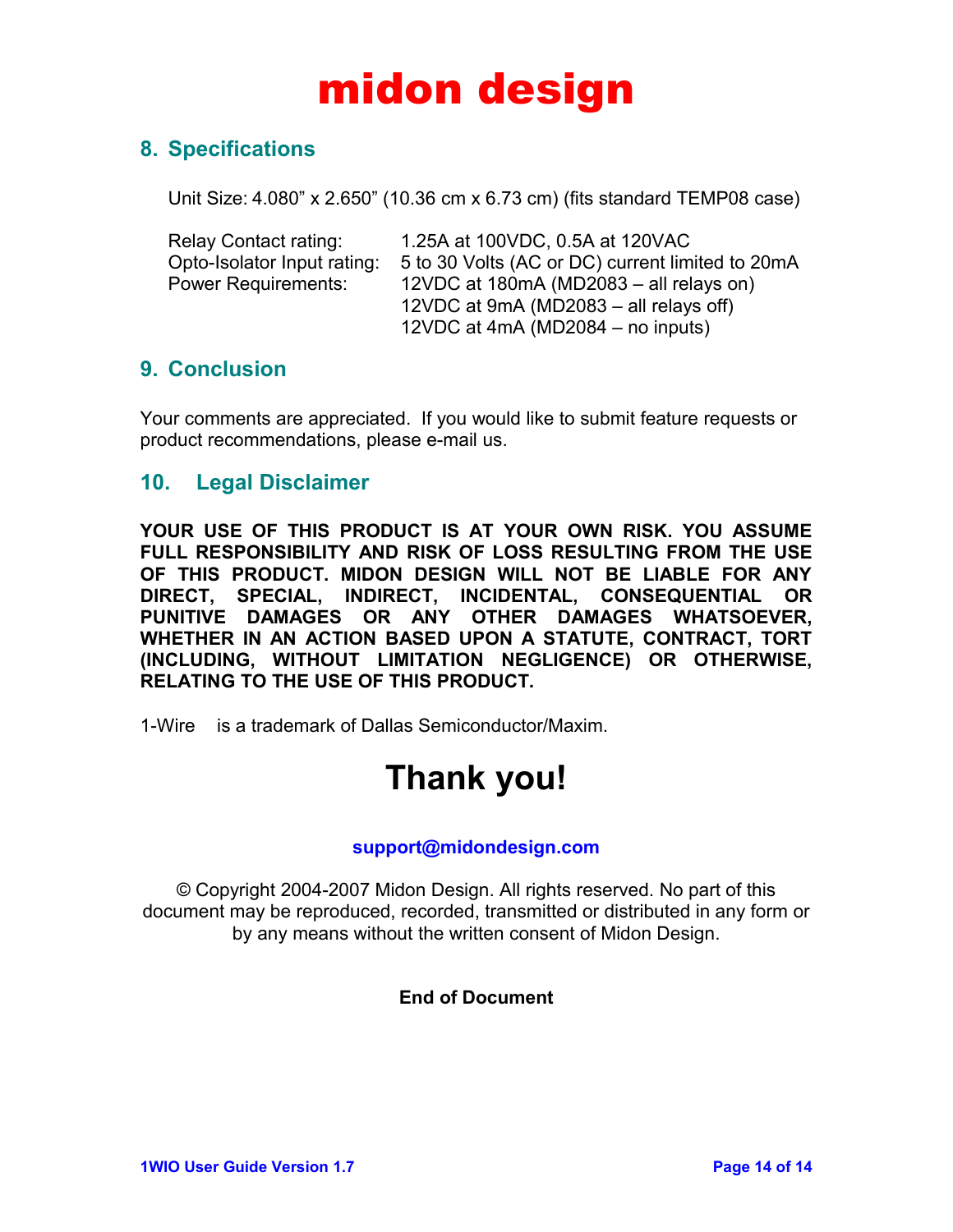# midon design

## 8. Specifications

Unit Size: 4.080" x 2.650" (10.36 cm x 6.73 cm) (fits standard TEMP08 case)

| | |
|---|---|
| Relay Contact rating: | 1.25A at 100VDC, 0.5A at 120VAC |
| Opto-Isolator Input rating: | 5 to 30 Volts (AC or DC) current limited to 20mA |
| Power Requirements: | 12VDC at 180mA (MD2083 – all relays on) |
| | 12VDC at 9mA (MD2083 – all relays off) |
| | 12VDC at 4mA (MD2084 – no inputs) |

## 9. Conclusion

Your comments are appreciated. If you would like to submit feature requests or product recommendations, please e-mail us.

## 10. Legal Disclaimer

**YOUR USE OF THIS PRODUCT IS AT YOUR OWN RISK. YOU ASSUME FULL RESPONSIBILITY AND RISK OF LOSS RESULTING FROM THE USE OF THIS PRODUCT. MIDON DESIGN WILL NOT BE LIABLE FOR ANY DIRECT, SPECIAL, INDIRECT, INCIDENTAL, CONSEQUENTIAL OR PUNITIVE DAMAGES OR ANY OTHER DAMAGES WHATSOEVER, WHETHER IN AN ACTION BASED UPON A STATUTE, CONTRACT, TORT (INCLUDING, WITHOUT LIMITATION NEGLIGENCE) OR OTHERWISE, RELATING TO THE USE OF THIS PRODUCT.**

1-Wire is a trademark of Dallas Semiconductor/Maxim.

# Thank you!

**support@midondesign.com**

© Copyright 2004-2007 Midon Design. All rights reserved. No part of this document may be reproduced, recorded, transmitted or distributed in any form or by any means without the written consent of Midon Design.

**End of Document**